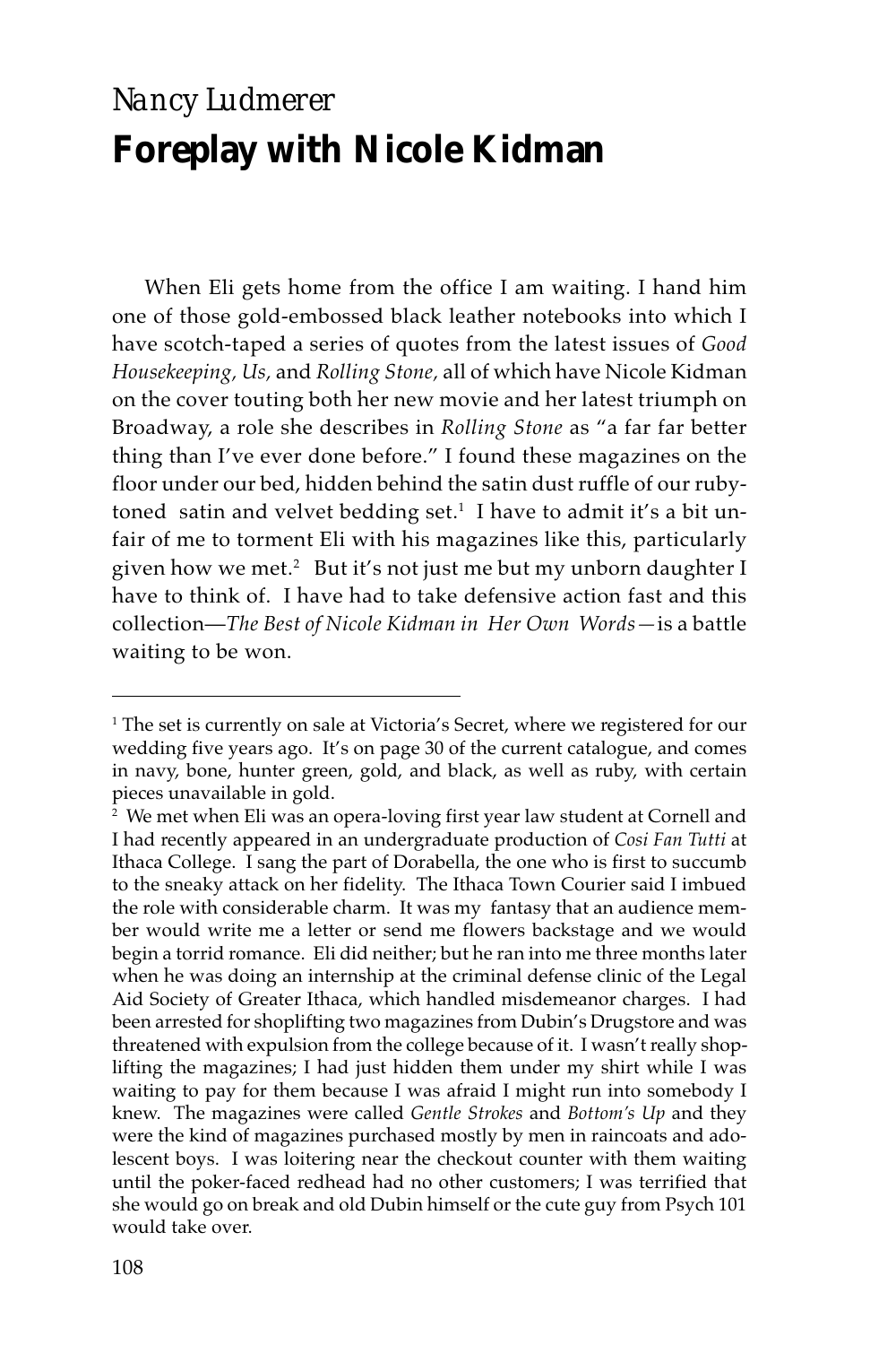# Nancy Ludmerer

## Foreplay with Nicole Kidman

When Eli gets home from the office I am waiting. I hand him one of those gold-embossed black leather notebooks into which I have scotch-taped a series of quotes from the latest issues of *Good Housekeeping, Us,* and *Rolling Stone,* all of which have Nicole Kidman on the cover touting both her new movie and her latest triumph on Broadway, a role she describes in *Rolling Stone* as "a far far better thing than I've ever done before." I found these magazines on the floor under our bed, hidden behind the satin dust ruffle of our ruby-toned satin and velvet bedding set.[1] I have to admit it's a bit unfair of me to torment Eli with his magazines like this, particularly given how we met.[2] But it's not just me but my unborn daughter I have to think of. I have had to take defensive action fast and this collection—*The Best of Nicole Kidman in Her Own Words*—is a battle waiting to be won.

---

[1] The set is currently on sale at Victoria's Secret, where we registered for our wedding five years ago. It's on page 30 of the current catalogue, and comes in navy, bone, hunter green, gold, and black, as well as ruby, with certain pieces unavailable in gold.

[2] We met when Eli was an opera-loving first year law student at Cornell and I had recently appeared in an undergraduate production of *Cosi Fan Tutti* at Ithaca College. I sang the part of Dorabella, the one who is first to succumb to the sneaky attack on her fidelity. The Ithaca Town Courier said I imbued the role with considerable charm. It was my fantasy that an audience member would write me a letter or send me flowers backstage and we would begin a torrid romance. Eli did neither; but he ran into me three months later when he was doing an internship at the criminal defense clinic of the Legal Aid Society of Greater Ithaca, which handled misdemeanor charges. I had been arrested for shoplifting two magazines from Dubin's Drugstore and was threatened with expulsion from the college because of it. I wasn't really shoplifting the magazines; I had just hidden them under my shirt while I was waiting to pay for them because I was afraid I might run into somebody I knew. The magazines were called *Gentle Strokes* and *Bottom's Up* and they were the kind of magazines purchased mostly by men in raincoats and adolescent boys. I was loitering near the checkout counter with them waiting until the poker-faced redhead had no other customers; I was terrified that she would go on break and old Dubin himself or the cute guy from Psych 101 would take over.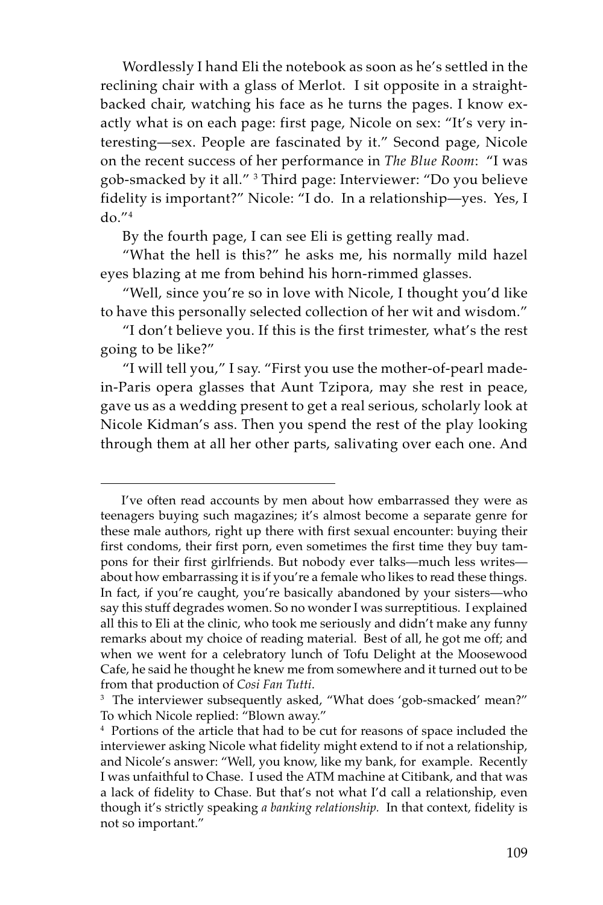Wordlessly I hand Eli the notebook as soon as he's settled in the reclining chair with a glass of Merlot. I sit opposite in a straight-backed chair, watching his face as he turns the pages. I know exactly what is on each page: first page, Nicole on sex: "It's very interesting—sex. People are fascinated by it." Second page, Nicole on the recent success of her performance in *The Blue Room*: "I was gob-smacked by it all." [3] Third page: Interviewer: "Do you believe fidelity is important?" Nicole: "I do. In a relationship—yes. Yes, I do."[4]

By the fourth page, I can see Eli is getting really mad.

"What the hell is this?" he asks me, his normally mild hazel eyes blazing at me from behind his horn-rimmed glasses.

"Well, since you're so in love with Nicole, I thought you'd like to have this personally selected collection of her wit and wisdom."

"I don't believe you. If this is the first trimester, what's the rest going to be like?"

"I will tell you," I say. "First you use the mother-of-pearl made-in-Paris opera glasses that Aunt Tzipora, may she rest in peace, gave us as a wedding present to get a real serious, scholarly look at Nicole Kidman's ass. Then you spend the rest of the play looking through them at all her other parts, salivating over each one. And

---

I've often read accounts by men about how embarrassed they were as teenagers buying such magazines; it's almost become a separate genre for these male authors, right up there with first sexual encounter: buying their first condoms, their first porn, even sometimes the first time they buy tampons for their first girlfriends. But nobody ever talks—much less writes—about how embarrassing it is if you're a female who likes to read these things. In fact, if you're caught, you're basically abandoned by your sisters—who say this stuff degrades women. So no wonder I was surreptitious. I explained all this to Eli at the clinic, who took me seriously and didn't make any funny remarks about my choice of reading material. Best of all, he got me off; and when we went for a celebratory lunch of Tofu Delight at the Moosewood Cafe, he said he thought he knew me from somewhere and it turned out to be from that production of *Cosi Fan Tutti*.

[3] The interviewer subsequently asked, "What does 'gob-smacked' mean?" To which Nicole replied: "Blown away."

[4] Portions of the article that had to be cut for reasons of space included the interviewer asking Nicole what fidelity might extend to if not a relationship, and Nicole's answer: "Well, you know, like my bank, for example. Recently I was unfaithful to Chase. I used the ATM machine at Citibank, and that was a lack of fidelity to Chase. But that's not what I'd call a relationship, even though it's strictly speaking *a banking relationship.* In that context, fidelity is not so important."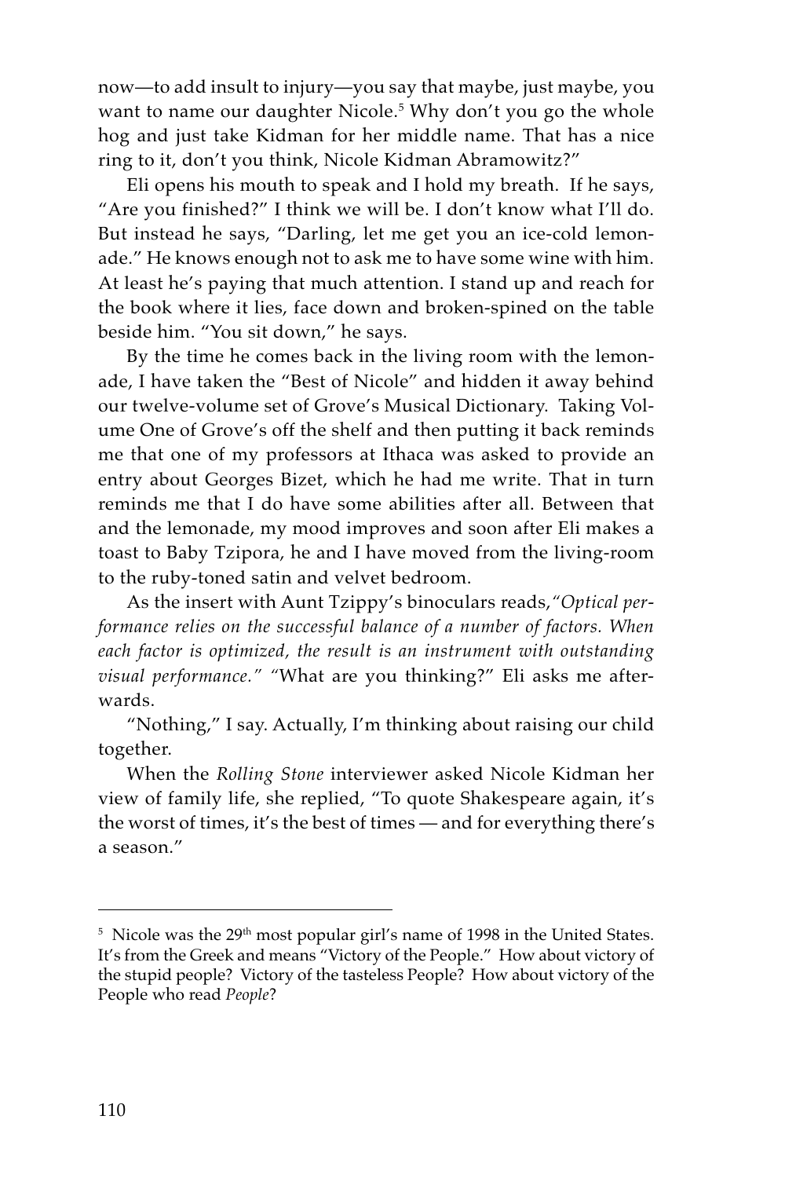now—to add insult to injury—you say that maybe, just maybe, you want to name our daughter Nicole.[5] Why don't you go the whole hog and just take Kidman for her middle name. That has a nice ring to it, don't you think, Nicole Kidman Abramowitz?"

Eli opens his mouth to speak and I hold my breath. If he says, "Are you finished?" I think we will be. I don't know what I'll do. But instead he says, "Darling, let me get you an ice-cold lemonade." He knows enough not to ask me to have some wine with him. At least he's paying that much attention. I stand up and reach for the book where it lies, face down and broken-spined on the table beside him. "You sit down," he says.

By the time he comes back in the living room with the lemonade, I have taken the "Best of Nicole" and hidden it away behind our twelve-volume set of Grove's Musical Dictionary. Taking Volume One of Grove's off the shelf and then putting it back reminds me that one of my professors at Ithaca was asked to provide an entry about Georges Bizet, which he had me write. That in turn reminds me that I do have some abilities after all. Between that and the lemonade, my mood improves and soon after Eli makes a toast to Baby Tzipora, he and I have moved from the living-room to the ruby-toned satin and velvet bedroom.

As the insert with Aunt Tzippy's binoculars reads, *"Optical performance relies on the successful balance of a number of factors. When each factor is optimized, the result is an instrument with outstanding visual performance."* "What are you thinking?" Eli asks me afterwards.

"Nothing," I say. Actually, I'm thinking about raising our child together.

When the *Rolling Stone* interviewer asked Nicole Kidman her view of family life, she replied, "To quote Shakespeare again, it's the worst of times, it's the best of times — and for everything there's a season."

---

[5] Nicole was the 29th most popular girl's name of 1998 in the United States. It's from the Greek and means "Victory of the People." How about victory of the stupid people? Victory of the tasteless People? How about victory of the People who read *People*?